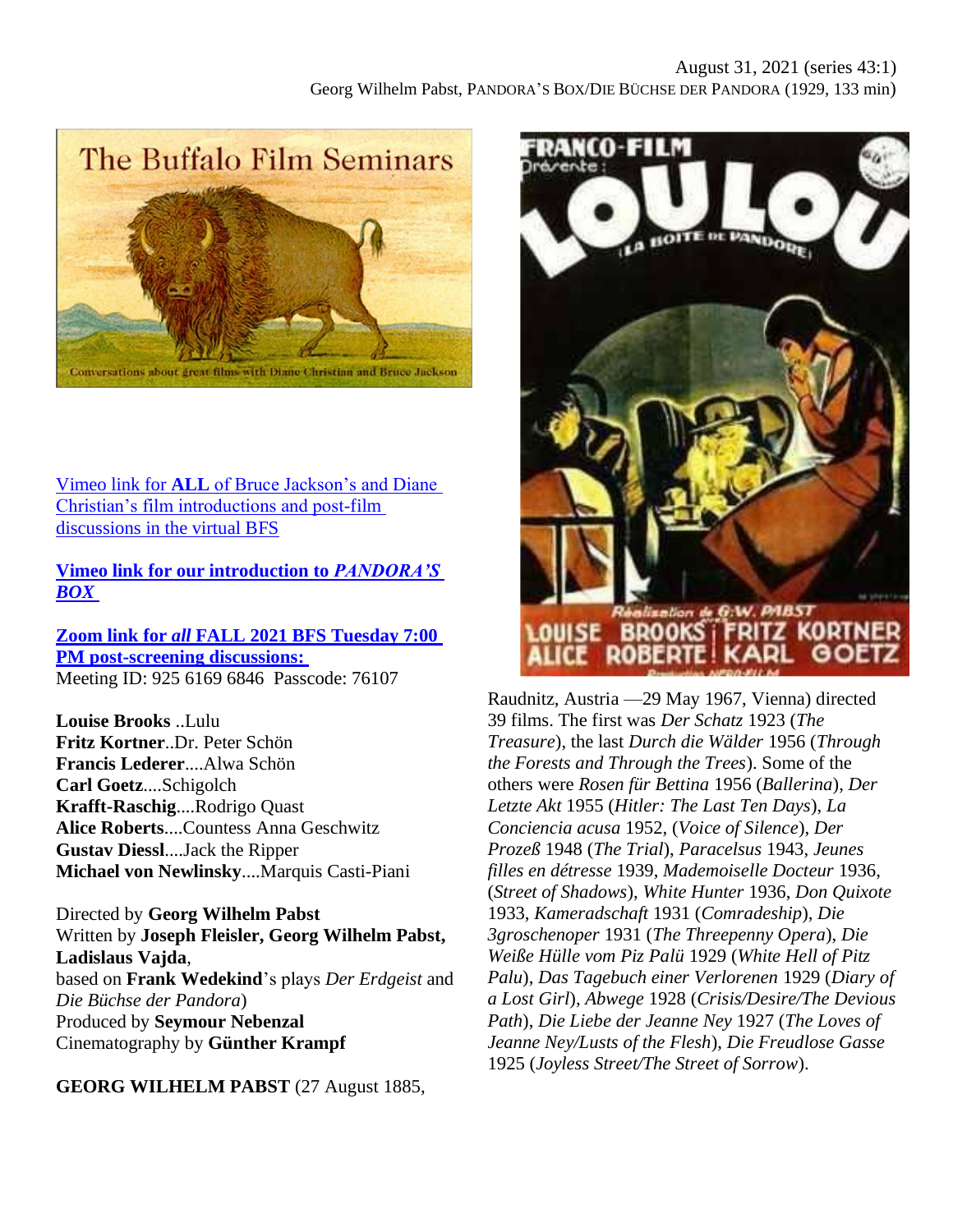August 31, 2021 (series 43:1)
Georg Wilhelm Pabst, PANDORA'S BOX/DIE BÜCHSE DER PANDORA (1929, 133 min)

Vimeo link for **ALL** of Bruce Jackson's and Diane Christian's film introductions and post-film discussions in the virtual BFS

**Vimeo link for our introduction to *PANDORA'S BOX***

**Zoom link for *all* FALL 2021 BFS Tuesday 7:00 PM post-screening discussions:**
Meeting ID: 925 6169 6846 Passcode: 76107

**Louise Brooks** ..Lulu
**Fritz Kortner**..Dr. Peter Schön
**Francis Lederer**....Alwa Schön
**Carl Goetz**....Schigolch
**Krafft-Raschig**....Rodrigo Quast
**Alice Roberts**....Countess Anna Geschwitz
**Gustav Diessl**....Jack the Ripper
**Michael von Newlinsky**....Marquis Casti-Piani

Directed by **Georg Wilhelm Pabst**
Written by **Joseph Fleisler, Georg Wilhelm Pabst, Ladislaus Vajda**,
based on **Frank Wedekind**'s plays *Der Erdgeist* and *Die Büchse der Pandora*)
Produced by **Seymour Nebenzal**
Cinematography by **Günther Krampf**

**GEORG WILHELM PABST** (27 August 1885, Raudnitz, Austria —29 May 1967, Vienna) directed 39 films. The first was *Der Schatz* 1923 (*The Treasure*), the last *Durch die Wälder* 1956 (*Through the Forests and Through the Trees*). Some of the others were *Rosen für Bettina* 1956 (*Ballerina*), *Der Letzte Akt* 1955 (*Hitler: The Last Ten Days*), *La Conciencia acusa* 1952, (*Voice of Silence*), *Der Prozeß* 1948 (*The Trial*), *Paracelsus* 1943, *Jeunes filles en détresse* 1939, *Mademoiselle Docteur* 1936, (*Street of Shadows*), *White Hunter* 1936, *Don Quixote* 1933, *Kameradschaft* 1931 (*Comradeship*), *Die 3groschenoper* 1931 (*The Threepenny Opera*), *Die Weiße Hülle vom Piz Palü* 1929 (*White Hell of Pitz Palu*), *Das Tagebuch einer Verlorenen* 1929 (*Diary of a Lost Girl*), *Abwege* 1928 (*Crisis/Desire/The Devious Path*), *Die Liebe der Jeanne Ney* 1927 (*The Loves of Jeanne Ney/Lusts of the Flesh*), *Die Freudlose Gasse* 1925 (*Joyless Street/The Street of Sorrow*).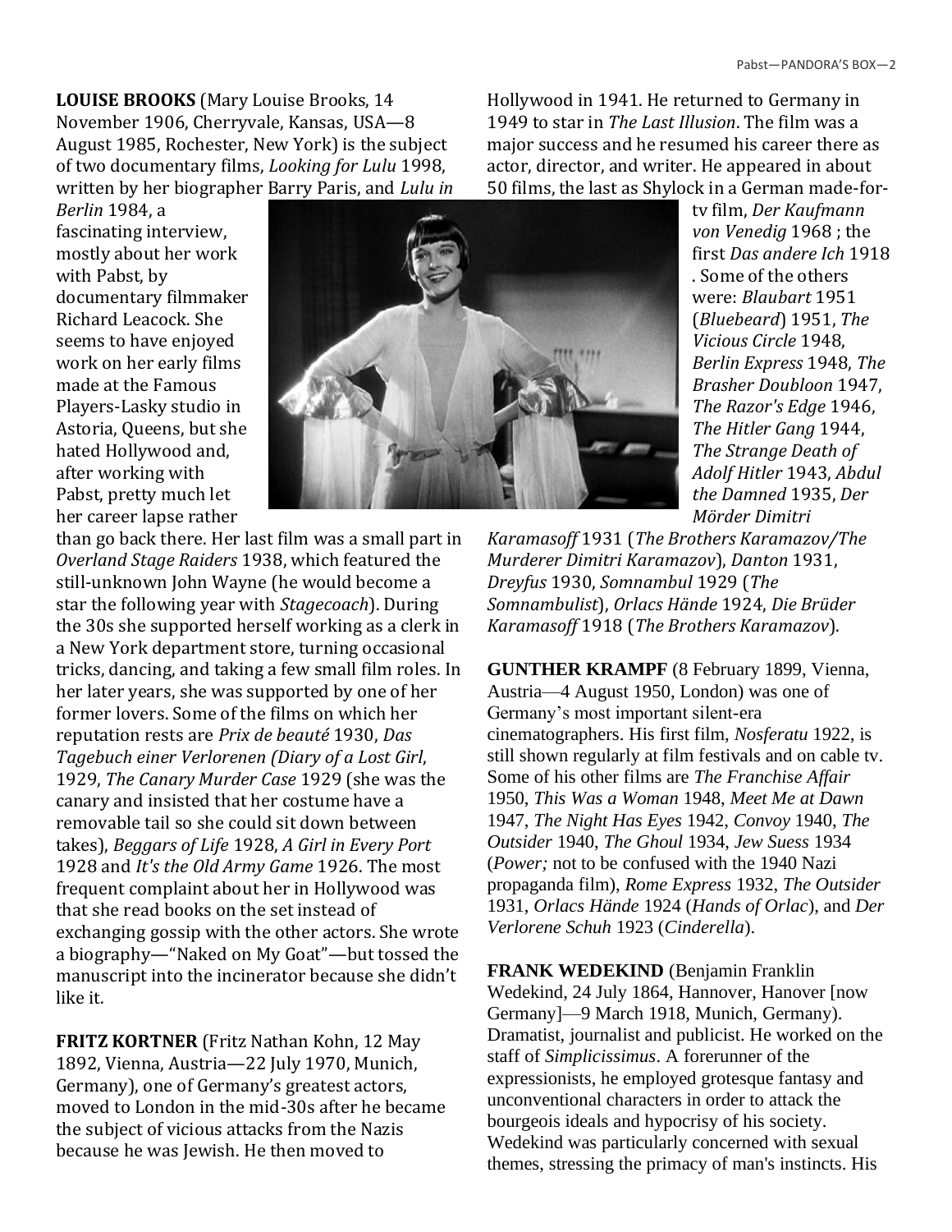**LOUISE BROOKS** (Mary Louise Brooks, 14 November 1906, Cherryvale, Kansas, USA—8 August 1985, Rochester, New York) is the subject of two documentary films, *Looking for Lulu* 1998, written by her biographer Barry Paris, and *Lulu in Berlin* 1984, a fascinating interview, mostly about her work with Pabst, by documentary filmmaker Richard Leacock. She seems to have enjoyed work on her early films made at the Famous Players-Lasky studio in Astoria, Queens, but she hated Hollywood and, after working with Pabst, pretty much let her career lapse rather than go back there. Her last film was a small part in *Overland Stage Raiders* 1938, which featured the still-unknown John Wayne (he would become a star the following year with *Stagecoach*). During the 30s she supported herself working as a clerk in a New York department store, turning occasional tricks, dancing, and taking a few small film roles. In her later years, she was supported by one of her former lovers. Some of the films on which her reputation rests are *Prix de beauté* 1930, *Das Tagebuch einer Verlorenen (Diary of a Lost Girl*, 1929, *The Canary Murder Case* 1929 (she was the canary and insisted that her costume have a removable tail so she could sit down between takes), *Beggars of Life* 1928, *A Girl in Every Port* 1928 and *It's the Old Army Game* 1926. The most frequent complaint about her in Hollywood was that she read books on the set instead of exchanging gossip with the other actors. She wrote a biography—"Naked on My Goat"—but tossed the manuscript into the incinerator because she didn't like it.

**FRITZ KORTNER** (Fritz Nathan Kohn, 12 May 1892, Vienna, Austria—22 July 1970, Munich, Germany), one of Germany's greatest actors, moved to London in the mid-30s after he became the subject of vicious attacks from the Nazis because he was Jewish. He then moved to Hollywood in 1941. He returned to Germany in 1949 to star in *The Last Illusion*. The film was a major success and he resumed his career there as actor, director, and writer. He appeared in about 50 films, the last as Shylock in a German made-for-tv film, *Der Kaufmann von Venedig* 1968 ; the first *Das andere Ich* 1918 . Some of the others were: *Blaubart* 1951 (*Bluebeard*) 1951, *The Vicious Circle* 1948, *Berlin Express* 1948, *The Brasher Doubloon* 1947, *The Razor's Edge* 1946, *The Hitler Gang* 1944, *The Strange Death of Adolf Hitler* 1943, *Abdul the Damned* 1935, *Der Mörder Dimitri Karamasoff* 1931 (*The Brothers Karamazov/The Murderer Dimitri Karamazov*), *Danton* 1931, *Dreyfus* 1930, *Somnambul* 1929 (*The Somnambulist*), *Orlacs Hände* 1924, *Die Brüder Karamasoff* 1918 (*The Brothers Karamazov*).

**GUNTHER KRAMPF** (8 February 1899, Vienna, Austria—4 August 1950, London) was one of Germany's most important silent-era cinematographers. His first film, *Nosferatu* 1922, is still shown regularly at film festivals and on cable tv. Some of his other films are *The Franchise Affair* 1950, *This Was a Woman* 1948, *Meet Me at Dawn* 1947, *The Night Has Eyes* 1942, *Convoy* 1940, *The Outsider* 1940, *The Ghoul* 1934, *Jew Suess* 1934 (*Power;* not to be confused with the 1940 Nazi propaganda film), *Rome Express* 1932, *The Outsider* 1931, *Orlacs Hände* 1924 (*Hands of Orlac*), and *Der Verlorene Schuh* 1923 (*Cinderella*).

**FRANK WEDEKIND** (Benjamin Franklin Wedekind, 24 July 1864, Hannover, Hanover [now Germany]—9 March 1918, Munich, Germany). Dramatist, journalist and publicist. He worked on the staff of *Simplicissimus*. A forerunner of the expressionists, he employed grotesque fantasy and unconventional characters in order to attack the bourgeois ideals and hypocrisy of his society. Wedekind was particularly concerned with sexual themes, stressing the primacy of man's instincts. His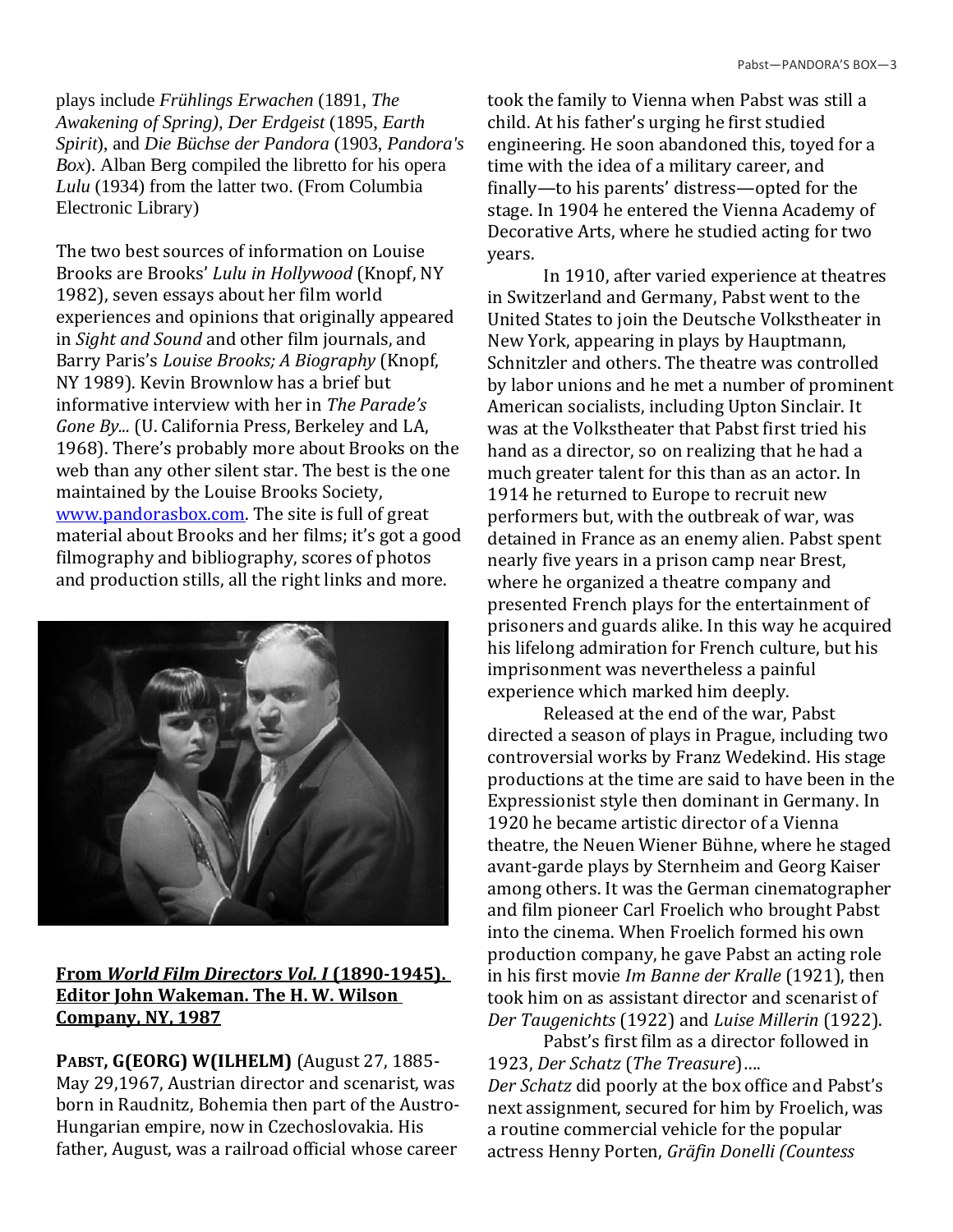plays include *Frühlings Erwachen* (1891, *The Awakening of Spring)*, *Der Erdgeist* (1895, *Earth Spirit*), and *Die Büchse der Pandora* (1903, *Pandora's Box*). Alban Berg compiled the libretto for his opera *Lulu* (1934) from the latter two. (From Columbia Electronic Library)

The two best sources of information on Louise Brooks are Brooks' *Lulu in Hollywood* (Knopf, NY 1982), seven essays about her film world experiences and opinions that originally appeared in *Sight and Sound* and other film journals, and Barry Paris's *Louise Brooks; A Biography* (Knopf, NY 1989). Kevin Brownlow has a brief but informative interview with her in *The Parade's Gone By...* (U. California Press, Berkeley and LA, 1968). There's probably more about Brooks on the web than any other silent star. The best is the one maintained by the Louise Brooks Society, www.pandorasbox.com. The site is full of great material about Brooks and her films; it's got a good filmography and bibliography, scores of photos and production stills, all the right links and more.

**From *World Film Directors Vol. I* (1890-1945). Editor John Wakeman. The H. W. Wilson Company, NY, 1987**

**PABST, G(EORG) W(ILHELM)** (August 27, 1885-May 29,1967, Austrian director and scenarist, was born in Raudnitz, Bohemia then part of the Austro-Hungarian empire, now in Czechoslovakia. His father, August, was a railroad official whose career took the family to Vienna when Pabst was still a child. At his father's urging he first studied engineering. He soon abandoned this, toyed for a time with the idea of a military career, and finally—to his parents' distress—opted for the stage. In 1904 he entered the Vienna Academy of Decorative Arts, where he studied acting for two years.

In 1910, after varied experience at theatres in Switzerland and Germany, Pabst went to the United States to join the Deutsche Volkstheater in New York, appearing in plays by Hauptmann, Schnitzler and others. The theatre was controlled by labor unions and he met a number of prominent American socialists, including Upton Sinclair. It was at the Volkstheater that Pabst first tried his hand as a director, so on realizing that he had a much greater talent for this than as an actor. In 1914 he returned to Europe to recruit new performers but, with the outbreak of war, was detained in France as an enemy alien. Pabst spent nearly five years in a prison camp near Brest, where he organized a theatre company and presented French plays for the entertainment of prisoners and guards alike. In this way he acquired his lifelong admiration for French culture, but his imprisonment was nevertheless a painful experience which marked him deeply.

Released at the end of the war, Pabst directed a season of plays in Prague, including two controversial works by Franz Wedekind. His stage productions at the time are said to have been in the Expressionist style then dominant in Germany. In 1920 he became artistic director of a Vienna theatre, the Neuen Wiener Bühne, where he staged avant-garde plays by Sternheim and Georg Kaiser among others. It was the German cinematographer and film pioneer Carl Froelich who brought Pabst into the cinema. When Froelich formed his own production company, he gave Pabst an acting role in his first movie *Im Banne der Kralle* (1921), then took him on as assistant director and scenarist of *Der Taugenichts* (1922) and *Luise Millerin* (1922).

Pabst's first film as a director followed in 1923, *Der Schatz* (*The Treasure*)....
*Der Schatz* did poorly at the box office and Pabst's next assignment, secured for him by Froelich, was a routine commercial vehicle for the popular actress Henny Porten, *Gräfin Donelli (Countess*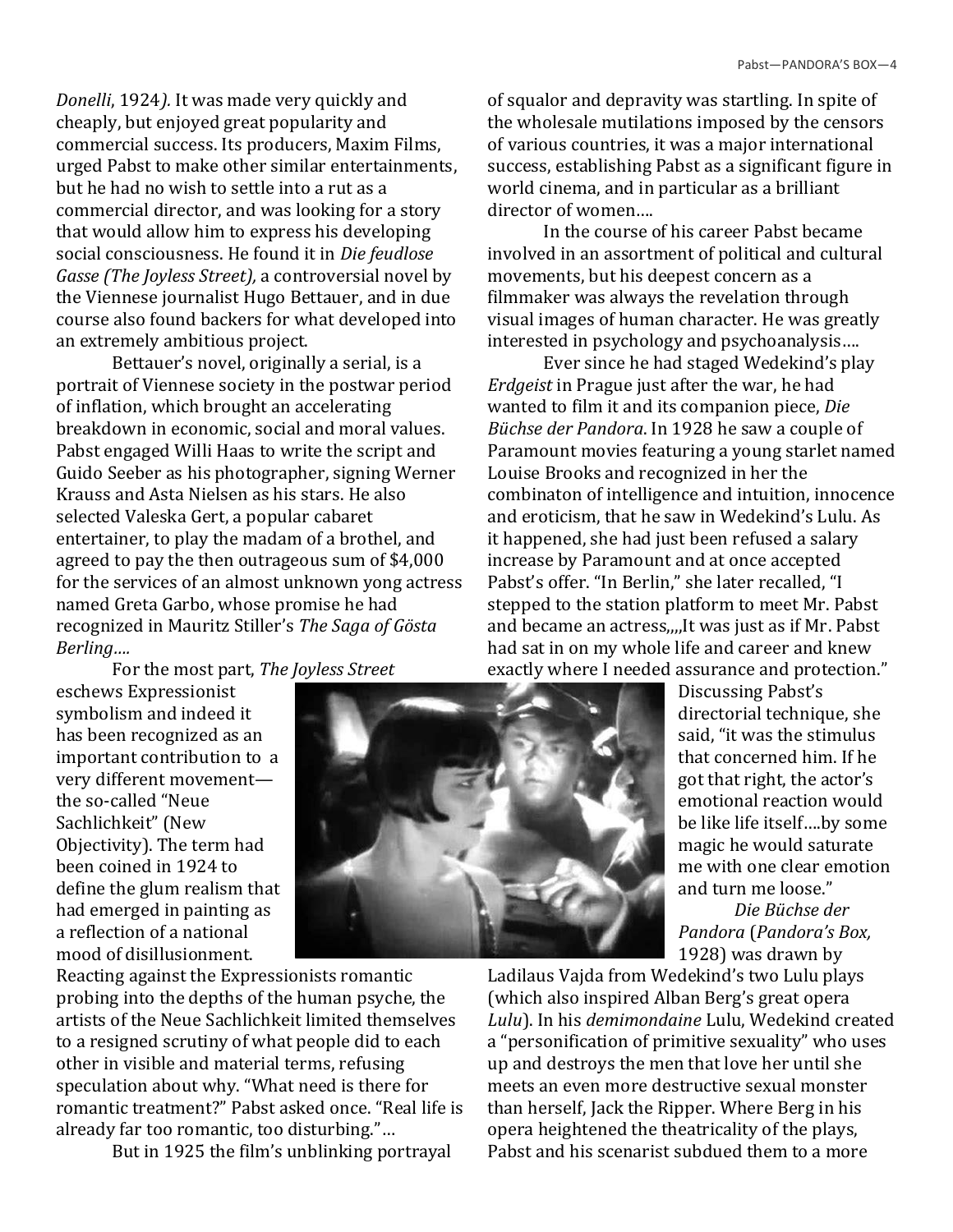*Donelli*, 1924*).* It was made very quickly and cheaply, but enjoyed great popularity and commercial success. Its producers, Maxim Films, urged Pabst to make other similar entertainments, but he had no wish to settle into a rut as a commercial director, and was looking for a story that would allow him to express his developing social consciousness. He found it in *Die feudlose Gasse (The Joyless Street),* a controversial novel by the Viennese journalist Hugo Bettauer, and in due course also found backers for what developed into an extremely ambitious project.

Bettauer's novel, originally a serial, is a portrait of Viennese society in the postwar period of inflation, which brought an accelerating breakdown in economic, social and moral values. Pabst engaged Willi Haas to write the script and Guido Seeber as his photographer, signing Werner Krauss and Asta Nielsen as his stars. He also selected Valeska Gert, a popular cabaret entertainer, to play the madam of a brothel, and agreed to pay the then outrageous sum of $4,000 for the services of an almost unknown yong actress named Greta Garbo, whose promise he had recognized in Mauritz Stiller's *The Saga of Gösta Berling….*

For the most part, *The Joyless Street* eschews Expressionist symbolism and indeed it has been recognized as an important contribution to a very different movement—the so-called "Neue Sachlichkeit" (New Objectivity). The term had been coined in 1924 to define the glum realism that had emerged in painting as a reflection of a national mood of disillusionment. Reacting against the Expressionists romantic probing into the depths of the human psyche, the artists of the Neue Sachlichkeit limited themselves to a resigned scrutiny of what people did to each other in visible and material terms, refusing speculation about why. "What need is there for romantic treatment?" Pabst asked once. "Real life is already far too romantic, too disturbing."…

But in 1925 the film's unblinking portrayal of squalor and depravity was startling. In spite of the wholesale mutilations imposed by the censors of various countries, it was a major international success, establishing Pabst as a significant figure in world cinema, and in particular as a brilliant director of women….

In the course of his career Pabst became involved in an assortment of political and cultural movements, but his deepest concern as a filmmaker was always the revelation through visual images of human character. He was greatly interested in psychology and psychoanalysis….

Ever since he had staged Wedekind's play *Erdgeist* in Prague just after the war, he had wanted to film it and its companion piece, *Die Büchse der Pandora*. In 1928 he saw a couple of Paramount movies featuring a young starlet named Louise Brooks and recognized in her the combinaton of intelligence and intuition, innocence and eroticism, that he saw in Wedekind's Lulu. As it happened, she had just been refused a salary increase by Paramount and at once accepted Pabst's offer. "In Berlin," she later recalled, "I stepped to the station platform to meet Mr. Pabst and became an actress,,,,It was just as if Mr. Pabst had sat in on my whole life and career and knew exactly where I needed assurance and protection." Discussing Pabst's directorial technique, she said, "it was the stimulus that concerned him. If he got that right, the actor's emotional reaction would be like life itself….by some magic he would saturate me with one clear emotion and turn me loose."

*Die Büchse der Pandora* (*Pandora's Box,* 1928) was drawn by Ladilaus Vajda from Wedekind's two Lulu plays (which also inspired Alban Berg's great opera *Lulu*). In his *demimondaine* Lulu, Wedekind created a "personification of primitive sexuality" who uses up and destroys the men that love her until she meets an even more destructive sexual monster than herself, Jack the Ripper. Where Berg in his opera heightened the theatricality of the plays, Pabst and his scenarist subdued them to a more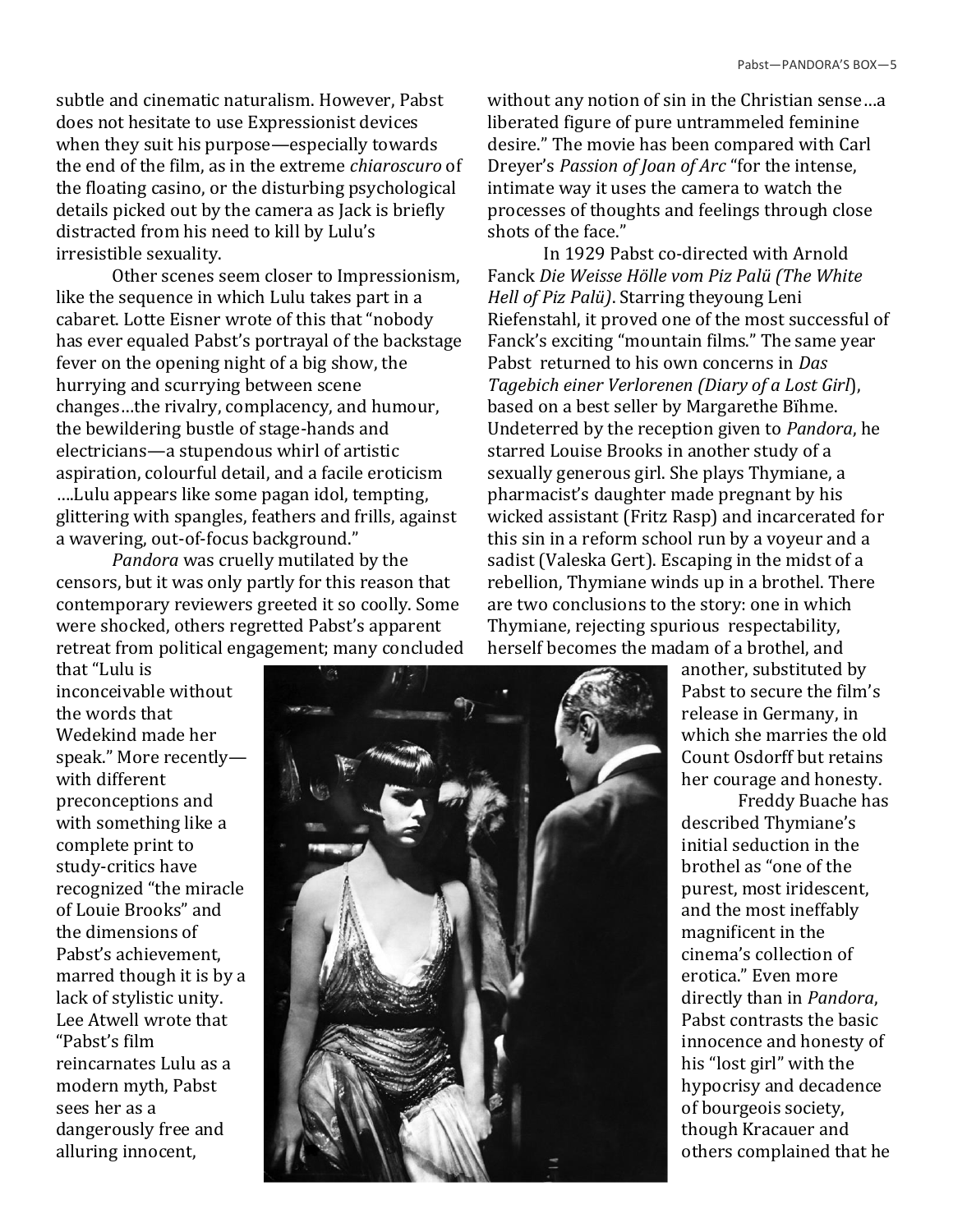subtle and cinematic naturalism. However, Pabst does not hesitate to use Expressionist devices when they suit his purpose—especially towards the end of the film, as in the extreme *chiaroscuro* of the floating casino, or the disturbing psychological details picked out by the camera as Jack is briefly distracted from his need to kill by Lulu's irresistible sexuality.

Other scenes seem closer to Impressionism, like the sequence in which Lulu takes part in a cabaret. Lotte Eisner wrote of this that "nobody has ever equaled Pabst's portrayal of the backstage fever on the opening night of a big show, the hurrying and scurrying between scene changes…the rivalry, complacency, and humour, the bewildering bustle of stage-hands and electricians—a stupendous whirl of artistic aspiration, colourful detail, and a facile eroticism ….Lulu appears like some pagan idol, tempting, glittering with spangles, feathers and frills, against a wavering, out-of-focus background."

*Pandora* was cruelly mutilated by the censors, but it was only partly for this reason that contemporary reviewers greeted it so coolly. Some were shocked, others regretted Pabst's apparent retreat from political engagement; many concluded that "Lulu is inconceivable without the words that Wedekind made her speak." More recently—with different preconceptions and with something like a complete print to study-critics have recognized "the miracle of Louie Brooks" and the dimensions of Pabst's achievement, marred though it is by a lack of stylistic unity. Lee Atwell wrote that "Pabst's film reincarnates Lulu as a modern myth, Pabst sees her as a dangerously free and alluring innocent, without any notion of sin in the Christian sense…a liberated figure of pure untrammeled feminine desire." The movie has been compared with Carl Dreyer's *Passion of Joan of Arc* "for the intense, intimate way it uses the camera to watch the processes of thoughts and feelings through close shots of the face."

In 1929 Pabst co-directed with Arnold Fanck *Die Weisse Hölle vom Piz Palü (The White Hell of Piz Palü)*. Starring theyoung Leni Riefenstahl, it proved one of the most successful of Fanck's exciting "mountain films." The same year Pabst returned to his own concerns in *Das Tagebich einer Verlorenen (Diary of a Lost Girl*), based on a best seller by Margarethe Bïhme. Undeterred by the reception given to *Pandora*, he starred Louise Brooks in another study of a sexually generous girl. She plays Thymiane, a pharmacist's daughter made pregnant by his wicked assistant (Fritz Rasp) and incarcerated for this sin in a reform school run by a voyeur and a sadist (Valeska Gert). Escaping in the midst of a rebellion, Thymiane winds up in a brothel. There are two conclusions to the story: one in which Thymiane, rejecting spurious respectability, herself becomes the madam of a brothel, and another, substituted by Pabst to secure the film's release in Germany, in which she marries the old Count Osdorff but retains her courage and honesty.

Freddy Buache has described Thymiane's initial seduction in the brothel as "one of the purest, most iridescent, and the most ineffably magnificent in the cinema's collection of erotica." Even more directly than in *Pandora*, Pabst contrasts the basic innocence and honesty of his "lost girl" with the hypocrisy and decadence of bourgeois society, though Kracauer and others complained that he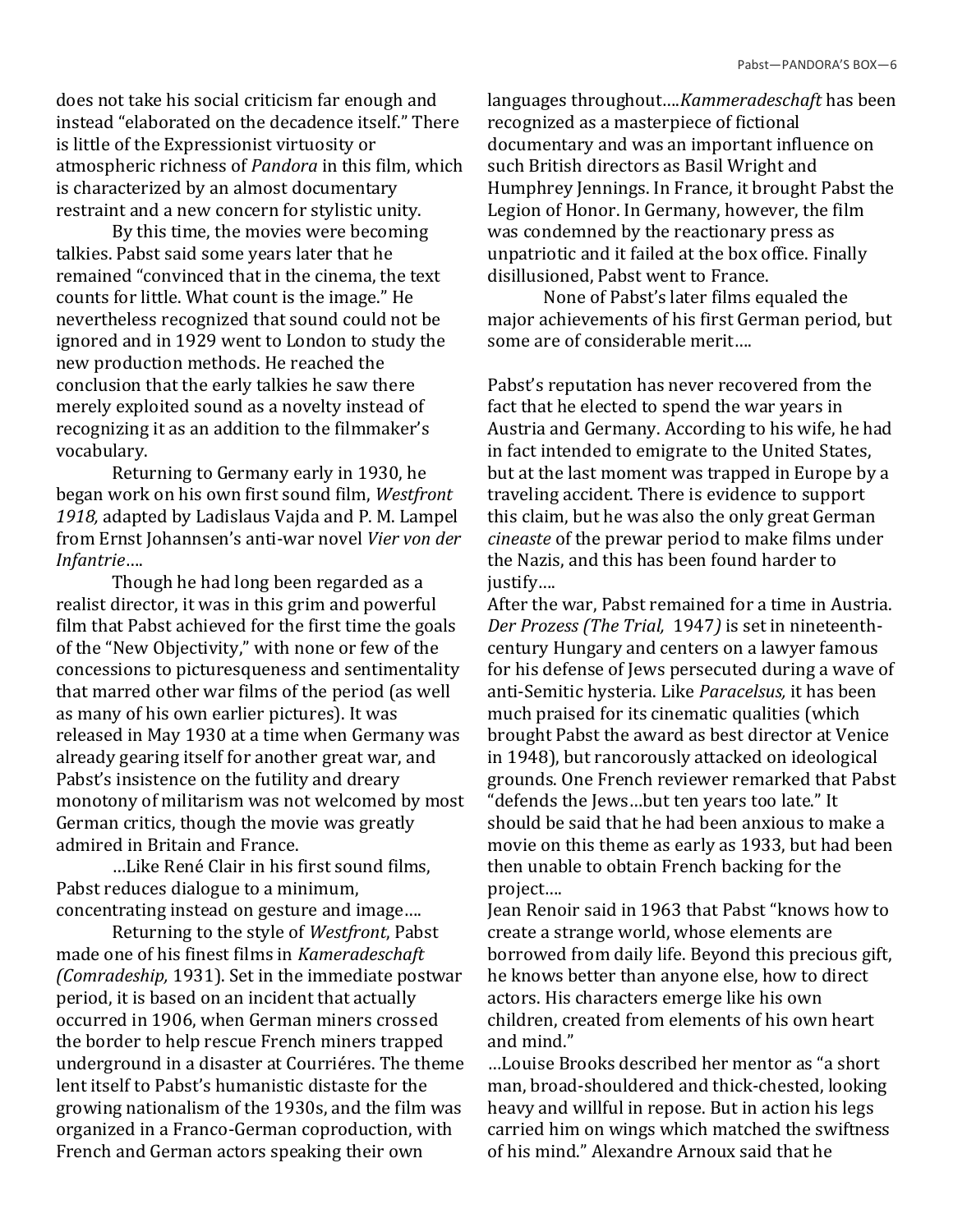does not take his social criticism far enough and instead "elaborated on the decadence itself." There is little of the Expressionist virtuosity or atmospheric richness of *Pandora* in this film, which is characterized by an almost documentary restraint and a new concern for stylistic unity.

By this time, the movies were becoming talkies. Pabst said some years later that he remained "convinced that in the cinema, the text counts for little. What count is the image." He nevertheless recognized that sound could not be ignored and in 1929 went to London to study the new production methods. He reached the conclusion that the early talkies he saw there merely exploited sound as a novelty instead of recognizing it as an addition to the filmmaker's vocabulary.

Returning to Germany early in 1930, he began work on his own first sound film, *Westfront 1918,* adapted by Ladislaus Vajda and P. M. Lampel from Ernst Johannsen's anti-war novel *Vier von der Infantrie*….

Though he had long been regarded as a realist director, it was in this grim and powerful film that Pabst achieved for the first time the goals of the "New Objectivity," with none or few of the concessions to picturesqueness and sentimentality that marred other war films of the period (as well as many of his own earlier pictures). It was released in May 1930 at a time when Germany was already gearing itself for another great war, and Pabst's insistence on the futility and dreary monotony of militarism was not welcomed by most German critics, though the movie was greatly admired in Britain and France.

…Like René Clair in his first sound films, Pabst reduces dialogue to a minimum, concentrating instead on gesture and image….

Returning to the style of *Westfront*, Pabst made one of his finest films in *Kameradeschaft (Comradeship,* 1931). Set in the immediate postwar period, it is based on an incident that actually occurred in 1906, when German miners crossed the border to help rescue French miners trapped underground in a disaster at Courriéres. The theme lent itself to Pabst's humanistic distaste for the growing nationalism of the 1930s, and the film was organized in a Franco-German coproduction, with French and German actors speaking their own languages throughout….*Kammeradeschaft* has been recognized as a masterpiece of fictional documentary and was an important influence on such British directors as Basil Wright and Humphrey Jennings. In France, it brought Pabst the Legion of Honor. In Germany, however, the film was condemned by the reactionary press as unpatriotic and it failed at the box office. Finally disillusioned, Pabst went to France.

None of Pabst's later films equaled the major achievements of his first German period, but some are of considerable merit….

Pabst's reputation has never recovered from the fact that he elected to spend the war years in Austria and Germany. According to his wife, he had in fact intended to emigrate to the United States, but at the last moment was trapped in Europe by a traveling accident. There is evidence to support this claim, but he was also the only great German *cineaste* of the prewar period to make films under the Nazis, and this has been found harder to justify….

After the war, Pabst remained for a time in Austria. *Der Prozess (The Trial,* 1947*)* is set in nineteenth-century Hungary and centers on a lawyer famous for his defense of Jews persecuted during a wave of anti-Semitic hysteria. Like *Paracelsus,* it has been much praised for its cinematic qualities (which brought Pabst the award as best director at Venice in 1948), but rancorously attacked on ideological grounds. One French reviewer remarked that Pabst "defends the Jews…but ten years too late." It should be said that he had been anxious to make a movie on this theme as early as 1933, but had been then unable to obtain French backing for the project….

Jean Renoir said in 1963 that Pabst "knows how to create a strange world, whose elements are borrowed from daily life. Beyond this precious gift, he knows better than anyone else, how to direct actors. His characters emerge like his own children, created from elements of his own heart and mind."

…Louise Brooks described her mentor as "a short man, broad-shouldered and thick-chested, looking heavy and willful in repose. But in action his legs carried him on wings which matched the swiftness of his mind." Alexandre Arnoux said that he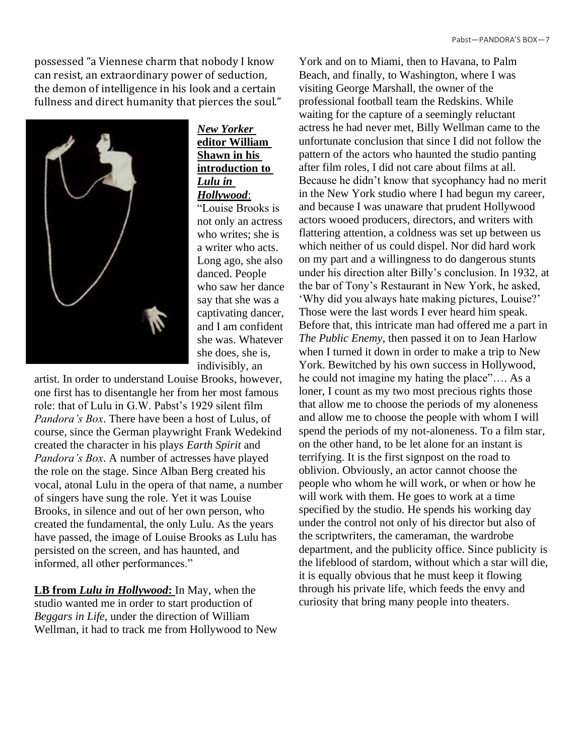possessed "a Viennese charm that nobody I know can resist, an extraordinary power of seduction, the demon of intelligence in his look and a certain fullness and direct humanity that pierces the soul."

***New Yorker* editor William Shawn in his introduction to *Lulu in Hollywood*:** "Louise Brooks is not only an actress who writes; she is a writer who acts. Long ago, she also danced. People who saw her dance say that she was a captivating dancer, and I am confident she was. Whatever she does, she is, indivisibly, an artist. In order to understand Louise Brooks, however, one first has to disentangle her from her most famous role: that of Lulu in G.W. Pabst's 1929 silent film *Pandora's Box*. There have been a host of Lulus, of course, since the German playwright Frank Wedekind created the character in his plays *Earth Spirit* and *Pandora's Box*. A number of actresses have played the role on the stage. Since Alban Berg created his vocal, atonal Lulu in the opera of that name, a number of singers have sung the role. Yet it was Louise Brooks, in silence and out of her own person, who created the fundamental, the only Lulu. As the years have passed, the image of Louise Brooks as Lulu has persisted on the screen, and has haunted, and informed, all other performances."

**LB from *Lulu in Hollywood*:** In May, when the studio wanted me in order to start production of *Beggars in Life*, under the direction of William Wellman, it had to track me from Hollywood to New York and on to Miami, then to Havana, to Palm Beach, and finally, to Washington, where I was visiting George Marshall, the owner of the professional football team the Redskins. While waiting for the capture of a seemingly reluctant actress he had never met, Billy Wellman came to the unfortunate conclusion that since I did not follow the pattern of the actors who haunted the studio panting after film roles, I did not care about films at all. Because he didn't know that sycophancy had no merit in the New York studio where I had begun my career, and because I was unaware that prudent Hollywood actors wooed producers, directors, and writers with flattering attention, a coldness was set up between us which neither of us could dispel. Nor did hard work on my part and a willingness to do dangerous stunts under his direction alter Billy's conclusion. In 1932, at the bar of Tony's Restaurant in New York, he asked, 'Why did you always hate making pictures, Louise?' Those were the last words I ever heard him speak. Before that, this intricate man had offered me a part in *The Public Enemy*, then passed it on to Jean Harlow when I turned it down in order to make a trip to New York. Bewitched by his own success in Hollywood, he could not imagine my hating the place"…. As a loner, I count as my two most precious rights those that allow me to choose the periods of my aloneness and allow me to choose the people with whom I will spend the periods of my not-aloneness. To a film star, on the other hand, to be let alone for an instant is terrifying. It is the first signpost on the road to oblivion. Obviously, an actor cannot choose the people who whom he will work, or when or how he will work with them. He goes to work at a time specified by the studio. He spends his working day under the control not only of his director but also of the scriptwriters, the cameraman, the wardrobe department, and the publicity office. Since publicity is the lifeblood of stardom, without which a star will die, it is equally obvious that he must keep it flowing through his private life, which feeds the envy and curiosity that bring many people into theaters.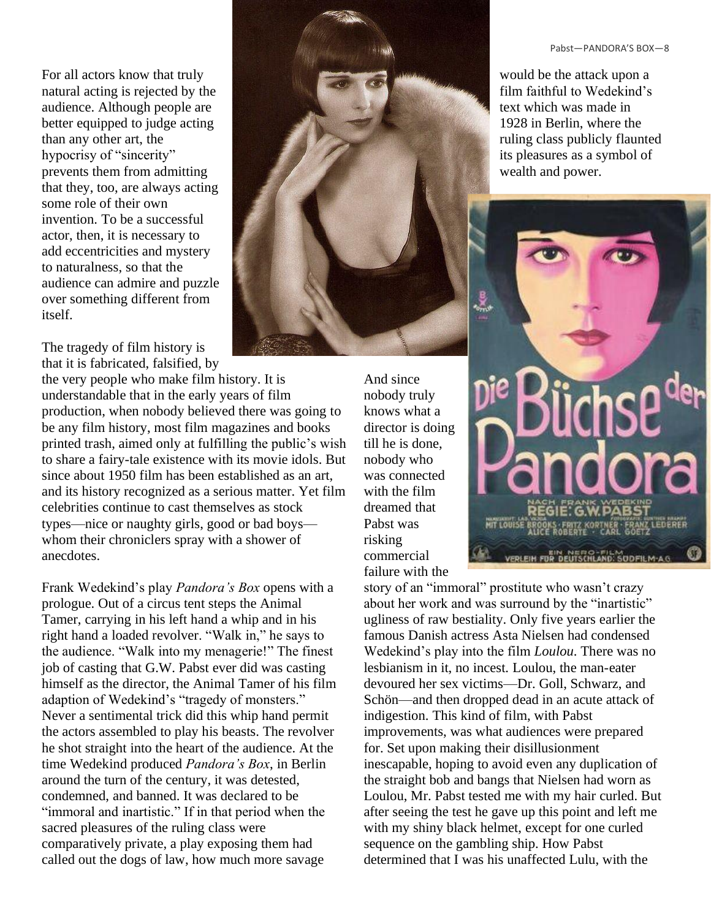For all actors know that truly natural acting is rejected by the audience. Although people are better equipped to judge acting than any other art, the hypocrisy of "sincerity" prevents them from admitting that they, too, are always acting some role of their own invention. To be a successful actor, then, it is necessary to add eccentricities and mystery to naturalness, so that the audience can admire and puzzle over something different from itself.

The tragedy of film history is that it is fabricated, falsified, by the very people who make film history. It is understandable that in the early years of film production, when nobody believed there was going to be any film history, most film magazines and books printed trash, aimed only at fulfilling the public's wish to share a fairy-tale existence with its movie idols. But since about 1950 film has been established as an art, and its history recognized as a serious matter. Yet film celebrities continue to cast themselves as stock types—nice or naughty girls, good or bad boys—whom their chroniclers spray with a shower of anecdotes.

Frank Wedekind's play *Pandora's Box* opens with a prologue. Out of a circus tent steps the Animal Tamer, carrying in his left hand a whip and in his right hand a loaded revolver. "Walk in," he says to the audience. "Walk into my menagerie!" The finest job of casting that G.W. Pabst ever did was casting himself as the director, the Animal Tamer of his film adaption of Wedekind's "tragedy of monsters." Never a sentimental trick did this whip hand permit the actors assembled to play his beasts. The revolver he shot straight into the heart of the audience. At the time Wedekind produced *Pandora's Box*, in Berlin around the turn of the century, it was detested, condemned, and banned. It was declared to be "immoral and inartistic." If in that period when the sacred pleasures of the ruling class were comparatively private, a play exposing them had called out the dogs of law, how much more savage would be the attack upon a film faithful to Wedekind's text which was made in 1928 in Berlin, where the ruling class publicly flaunted its pleasures as a symbol of wealth and power.

And since nobody truly knows what a director is doing till he is done, nobody who was connected with the film dreamed that Pabst was risking commercial failure with the story of an "immoral" prostitute who wasn't crazy about her work and was surround by the "inartistic" ugliness of raw bestiality. Only five years earlier the famous Danish actress Asta Nielsen had condensed Wedekind's play into the film *Loulou*. There was no lesbianism in it, no incest. Loulou, the man-eater devoured her sex victims—Dr. Goll, Schwarz, and Schön—and then dropped dead in an acute attack of indigestion. This kind of film, with Pabst improvements, was what audiences were prepared for. Set upon making their disillusionment inescapable, hoping to avoid even any duplication of the straight bob and bangs that Nielsen had worn as Loulou, Mr. Pabst tested me with my hair curled. But after seeing the test he gave up this point and left me with my shiny black helmet, except for one curled sequence on the gambling ship. How Pabst determined that I was his unaffected Lulu, with the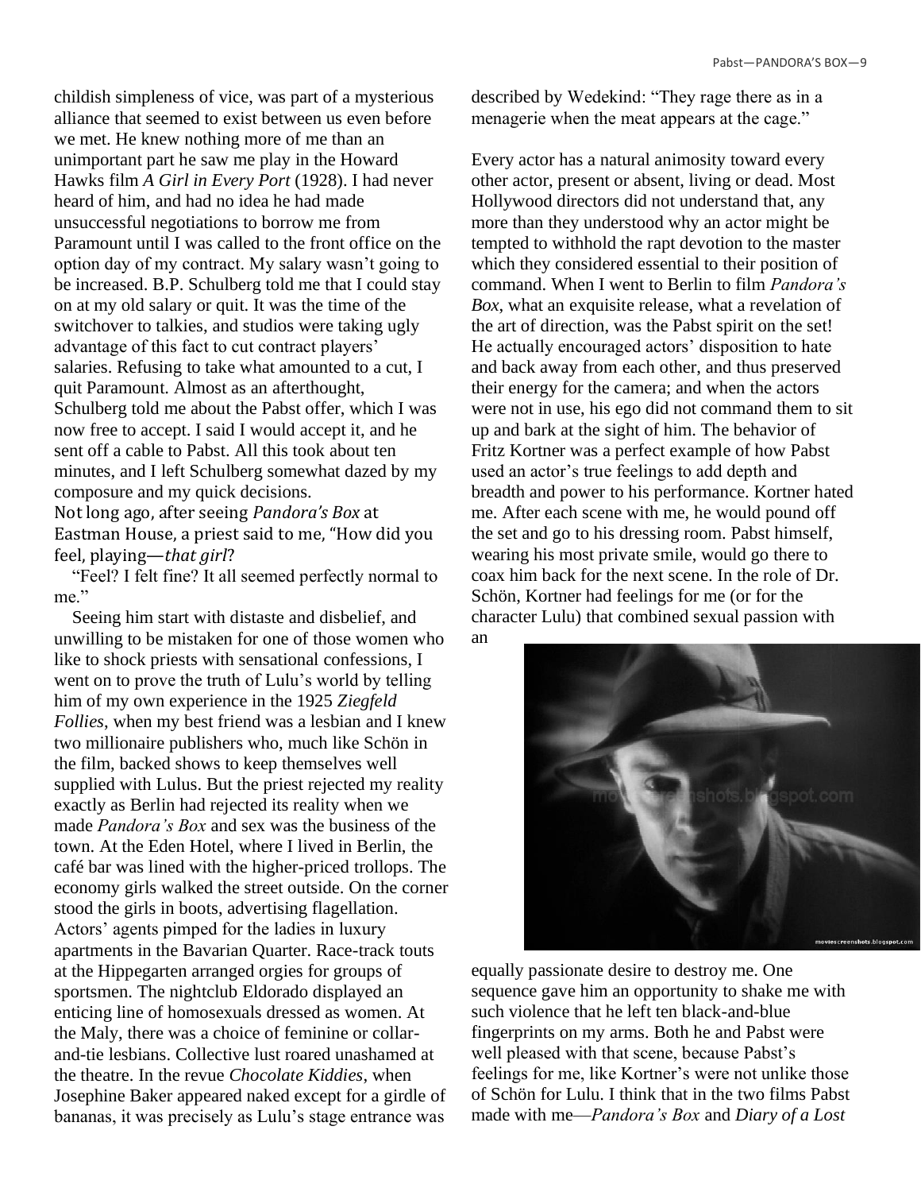childish simpleness of vice, was part of a mysterious alliance that seemed to exist between us even before we met. He knew nothing more of me than an unimportant part he saw me play in the Howard Hawks film *A Girl in Every Port* (1928). I had never heard of him, and had no idea he had made unsuccessful negotiations to borrow me from Paramount until I was called to the front office on the option day of my contract. My salary wasn't going to be increased. B.P. Schulberg told me that I could stay on at my old salary or quit. It was the time of the switchover to talkies, and studios were taking ugly advantage of this fact to cut contract players' salaries. Refusing to take what amounted to a cut, I quit Paramount. Almost as an afterthought, Schulberg told me about the Pabst offer, which I was now free to accept. I said I would accept it, and he sent off a cable to Pabst. All this took about ten minutes, and I left Schulberg somewhat dazed by my composure and my quick decisions.

Not long ago, after seeing *Pandora's Box* at Eastman House, a priest said to me, "How did you feel, playing—*that girl*?

"Feel? I felt fine? It all seemed perfectly normal to me."

Seeing him start with distaste and disbelief, and unwilling to be mistaken for one of those women who like to shock priests with sensational confessions, I went on to prove the truth of Lulu's world by telling him of my own experience in the 1925 *Ziegfeld Follies*, when my best friend was a lesbian and I knew two millionaire publishers who, much like Schön in the film, backed shows to keep themselves well supplied with Lulus. But the priest rejected my reality exactly as Berlin had rejected its reality when we made *Pandora's Box* and sex was the business of the town. At the Eden Hotel, where I lived in Berlin, the café bar was lined with the higher-priced trollops. The economy girls walked the street outside. On the corner stood the girls in boots, advertising flagellation. Actors' agents pimped for the ladies in luxury apartments in the Bavarian Quarter. Race-track touts at the Hippegarten arranged orgies for groups of sportsmen. The nightclub Eldorado displayed an enticing line of homosexuals dressed as women. At the Maly, there was a choice of feminine or collar-and-tie lesbians. Collective lust roared unashamed at the theatre. In the revue *Chocolate Kiddies*, when Josephine Baker appeared naked except for a girdle of bananas, it was precisely as Lulu's stage entrance was described by Wedekind: "They rage there as in a menagerie when the meat appears at the cage."

Every actor has a natural animosity toward every other actor, present or absent, living or dead. Most Hollywood directors did not understand that, any more than they understood why an actor might be tempted to withhold the rapt devotion to the master which they considered essential to their position of command. When I went to Berlin to film *Pandora's Box*, what an exquisite release, what a revelation of the art of direction, was the Pabst spirit on the set! He actually encouraged actors' disposition to hate and back away from each other, and thus preserved their energy for the camera; and when the actors were not in use, his ego did not command them to sit up and bark at the sight of him. The behavior of Fritz Kortner was a perfect example of how Pabst used an actor's true feelings to add depth and breadth and power to his performance. Kortner hated me. After each scene with me, he would pound off the set and go to his dressing room. Pabst himself, wearing his most private smile, would go there to coax him back for the next scene. In the role of Dr. Schön, Kortner had feelings for me (or for the character Lulu) that combined sexual passion with an equally passionate desire to destroy me. One sequence gave him an opportunity to shake me with such violence that he left ten black-and-blue fingerprints on my arms. Both he and Pabst were well pleased with that scene, because Pabst's feelings for me, like Kortner's were not unlike those of Schön for Lulu. I think that in the two films Pabst made with me—*Pandora's Box* and *Diary of a Lost*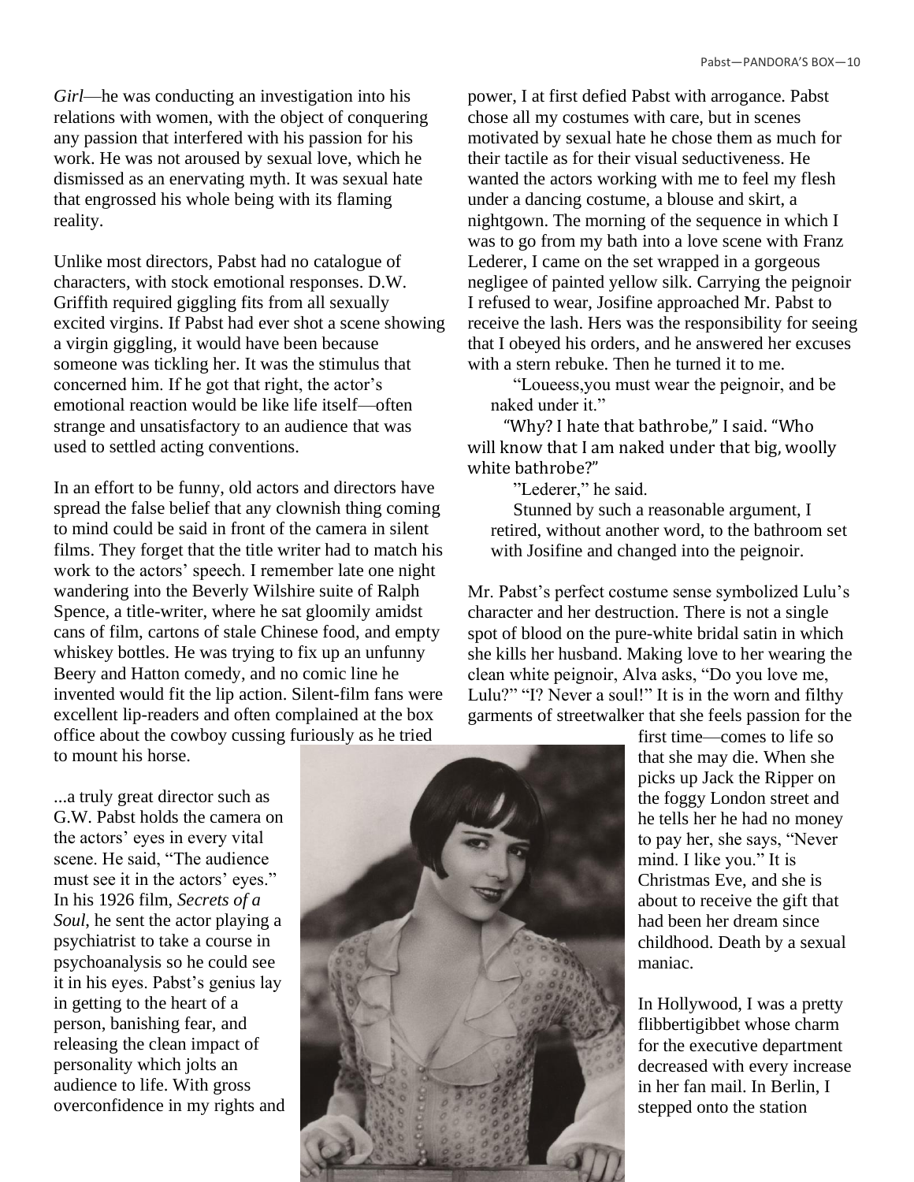*Girl*—he was conducting an investigation into his relations with women, with the object of conquering any passion that interfered with his passion for his work. He was not aroused by sexual love, which he dismissed as an enervating myth. It was sexual hate that engrossed his whole being with its flaming reality.

Unlike most directors, Pabst had no catalogue of characters, with stock emotional responses. D.W. Griffith required giggling fits from all sexually excited virgins. If Pabst had ever shot a scene showing a virgin giggling, it would have been because someone was tickling her. It was the stimulus that concerned him. If he got that right, the actor's emotional reaction would be like life itself—often strange and unsatisfactory to an audience that was used to settled acting conventions.

In an effort to be funny, old actors and directors have spread the false belief that any clownish thing coming to mind could be said in front of the camera in silent films. They forget that the title writer had to match his work to the actors' speech. I remember late one night wandering into the Beverly Wilshire suite of Ralph Spence, a title-writer, where he sat gloomily amidst cans of film, cartons of stale Chinese food, and empty whiskey bottles. He was trying to fix up an unfunny Beery and Hatton comedy, and no comic line he invented would fit the lip action. Silent-film fans were excellent lip-readers and often complained at the box office about the cowboy cussing furiously as he tried to mount his horse.

...a truly great director such as G.W. Pabst holds the camera on the actors' eyes in every vital scene. He said, "The audience must see it in the actors' eyes." In his 1926 film, *Secrets of a Soul*, he sent the actor playing a psychiatrist to take a course in psychoanalysis so he could see it in his eyes. Pabst's genius lay in getting to the heart of a person, banishing fear, and releasing the clean impact of personality which jolts an audience to life. With gross overconfidence in my rights and power, I at first defied Pabst with arrogance. Pabst chose all my costumes with care, but in scenes motivated by sexual hate he chose them as much for their tactile as for their visual seductiveness. He wanted the actors working with me to feel my flesh under a dancing costume, a blouse and skirt, a nightgown. The morning of the sequence in which I was to go from my bath into a love scene with Franz Lederer, I came on the set wrapped in a gorgeous negligee of painted yellow silk. Carrying the peignoir I refused to wear, Josifine approached Mr. Pabst to receive the lash. Hers was the responsibility for seeing that I obeyed his orders, and he answered her excuses with a stern rebuke. Then he turned it to me.

"Loueess,you must wear the peignoir, and be naked under it."

"Why? I hate that bathrobe," I said. "Who will know that I am naked under that big, woolly white bathrobe?"

"Lederer," he said.

Stunned by such a reasonable argument, I retired, without another word, to the bathroom set with Josifine and changed into the peignoir.

Mr. Pabst's perfect costume sense symbolized Lulu's character and her destruction. There is not a single spot of blood on the pure-white bridal satin in which she kills her husband. Making love to her wearing the clean white peignoir, Alva asks, "Do you love me, Lulu?" "I? Never a soul!" It is in the worn and filthy garments of streetwalker that she feels passion for the first time—comes to life so that she may die. When she picks up Jack the Ripper on the foggy London street and he tells her he had no money to pay her, she says, "Never mind. I like you." It is Christmas Eve, and she is about to receive the gift that had been her dream since childhood. Death by a sexual maniac.

In Hollywood, I was a pretty flibbertigibbet whose charm for the executive department decreased with every increase in her fan mail. In Berlin, I stepped onto the station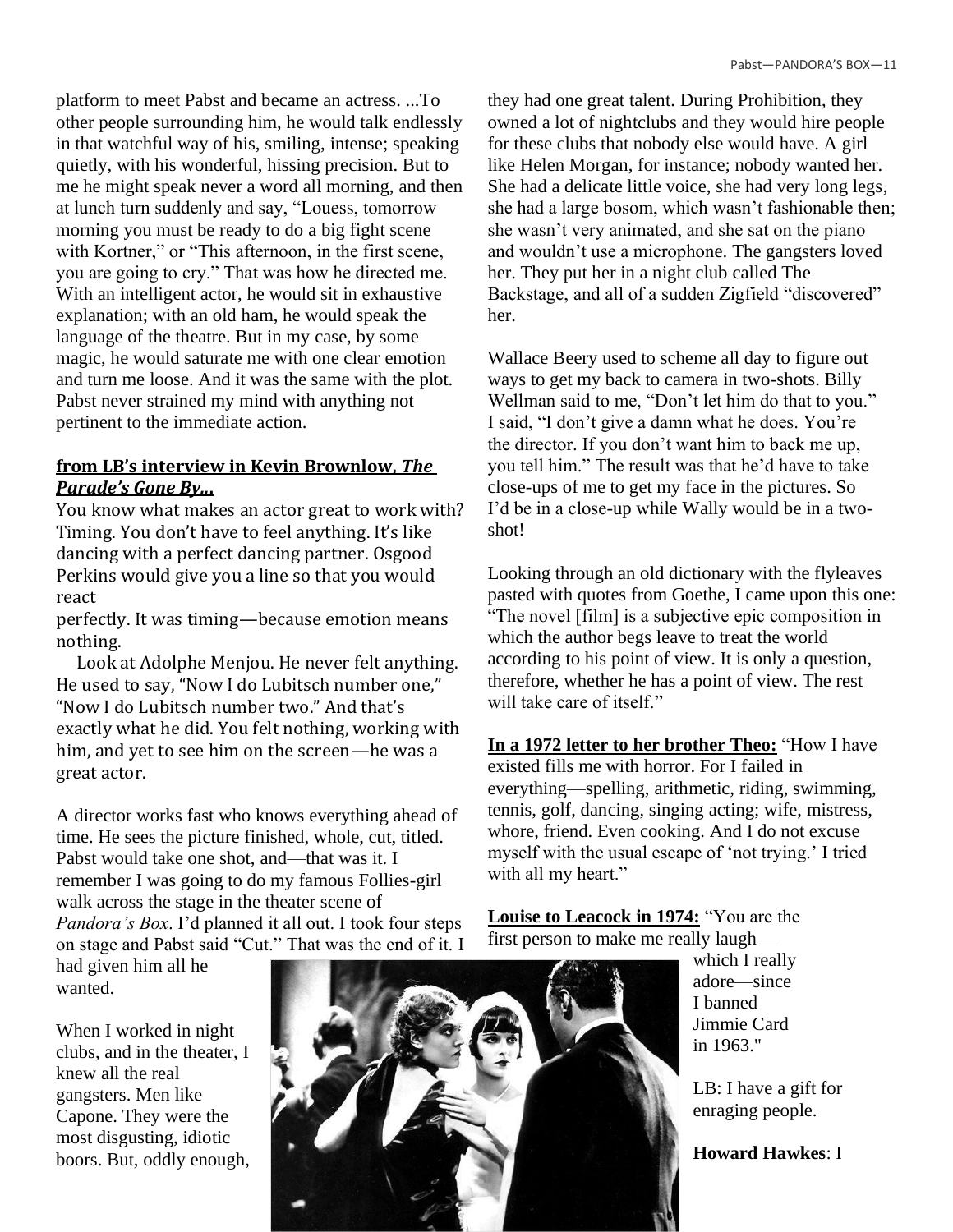platform to meet Pabst and became an actress. ...To other people surrounding him, he would talk endlessly in that watchful way of his, smiling, intense; speaking quietly, with his wonderful, hissing precision. But to me he might speak never a word all morning, and then at lunch turn suddenly and say, "Louess, tomorrow morning you must be ready to do a big fight scene with Kortner," or "This afternoon, in the first scene, you are going to cry." That was how he directed me. With an intelligent actor, he would sit in exhaustive explanation; with an old ham, he would speak the language of the theatre. But in my case, by some magic, he would saturate me with one clear emotion and turn me loose. And it was the same with the plot. Pabst never strained my mind with anything not pertinent to the immediate action.

**from LB's interview in Kevin Brownlow, *The Parade's Gone By...***

You know what makes an actor great to work with? Timing. You don't have to feel anything. It's like dancing with a perfect dancing partner. Osgood Perkins would give you a line so that you would react
perfectly. It was timing—because emotion means nothing.

Look at Adolphe Menjou. He never felt anything. He used to say, "Now I do Lubitsch number one," "Now I do Lubitsch number two." And that's exactly what he did. You felt nothing, working with him, and yet to see him on the screen—he was a great actor.

A director works fast who knows everything ahead of time. He sees the picture finished, whole, cut, titled. Pabst would take one shot, and—that was it. I remember I was going to do my famous Follies-girl walk across the stage in the theater scene of *Pandora's Box*. I'd planned it all out. I took four steps on stage and Pabst said "Cut." That was the end of it. I had given him all he wanted.

When I worked in night clubs, and in the theater, I knew all the real gangsters. Men like Capone. They were the most disgusting, idiotic boors. But, oddly enough, they had one great talent. During Prohibition, they owned a lot of nightclubs and they would hire people for these clubs that nobody else would have. A girl like Helen Morgan, for instance; nobody wanted her. She had a delicate little voice, she had very long legs, she had a large bosom, which wasn't fashionable then; she wasn't very animated, and she sat on the piano and wouldn't use a microphone. The gangsters loved her. They put her in a night club called The Backstage, and all of a sudden Zigfield "discovered" her.

Wallace Beery used to scheme all day to figure out ways to get my back to camera in two-shots. Billy Wellman said to me, "Don't let him do that to you." I said, "I don't give a damn what he does. You're the director. If you don't want him to back me up, you tell him." The result was that he'd have to take close-ups of me to get my face in the pictures. So I'd be in a close-up while Wally would be in a two-shot!

Looking through an old dictionary with the flyleaves pasted with quotes from Goethe, I came upon this one: "The novel [film] is a subjective epic composition in which the author begs leave to treat the world according to his point of view. It is only a question, therefore, whether he has a point of view. The rest will take care of itself."

**In a 1972 letter to her brother Theo:** "How I have existed fills me with horror. For I failed in everything—spelling, arithmetic, riding, swimming, tennis, golf, dancing, singing acting; wife, mistress, whore, friend. Even cooking. And I do not excuse myself with the usual escape of 'not trying.' I tried with all my heart."

**Louise to Leacock in 1974:** "You are the first person to make me really laugh—which I really adore—since I banned Jimmie Card in 1963."

LB: I have a gift for enraging people.

**Howard Hawkes**: I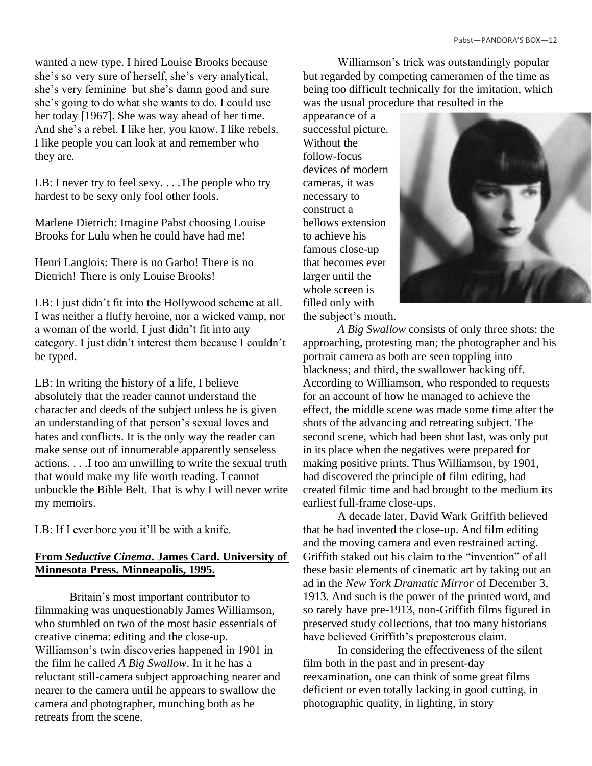wanted a new type. I hired Louise Brooks because she's so very sure of herself, she's very analytical, she's very feminine–but she's damn good and sure she's going to do what she wants to do. I could use her today [1967]. She was way ahead of her time. And she's a rebel. I like her, you know. I like rebels. I like people you can look at and remember who they are.

LB: I never try to feel sexy. . . .The people who try hardest to be sexy only fool other fools.

Marlene Dietrich: Imagine Pabst choosing Louise Brooks for Lulu when he could have had me!

Henri Langlois: There is no Garbo! There is no Dietrich! There is only Louise Brooks!

LB: I just didn't fit into the Hollywood scheme at all. I was neither a fluffy heroine, nor a wicked vamp, nor a woman of the world. I just didn't fit into any category. I just didn't interest them because I couldn't be typed.

LB: In writing the history of a life, I believe absolutely that the reader cannot understand the character and deeds of the subject unless he is given an understanding of that person's sexual loves and hates and conflicts. It is the only way the reader can make sense out of innumerable apparently senseless actions. . . .I too am unwilling to write the sexual truth that would make my life worth reading. I cannot unbuckle the Bible Belt. That is why I will never write my memoirs.

LB: If I ever bore you it'll be with a knife.

**From *Seductive Cinema*. James Card. University of Minnesota Press. Minneapolis, 1995.**

Britain's most important contributor to filmmaking was unquestionably James Williamson, who stumbled on two of the most basic essentials of creative cinema: editing and the close-up. Williamson's twin discoveries happened in 1901 in the film he called *A Big Swallow*. In it he has a reluctant still-camera subject approaching nearer and nearer to the camera until he appears to swallow the camera and photographer, munching both as he retreats from the scene.

Williamson's trick was outstandingly popular but regarded by competing cameramen of the time as being too difficult technically for the imitation, which was the usual procedure that resulted in the appearance of a successful picture. Without the follow-focus devices of modern cameras, it was necessary to construct a bellows extension to achieve his famous close-up that becomes ever larger until the whole screen is filled only with the subject's mouth.

*A Big Swallow* consists of only three shots: the approaching, protesting man; the photographer and his portrait camera as both are seen toppling into blackness; and third, the swallower backing off. According to Williamson, who responded to requests for an account of how he managed to achieve the effect, the middle scene was made some time after the shots of the advancing and retreating subject. The second scene, which had been shot last, was only put in its place when the negatives were prepared for making positive prints. Thus Williamson, by 1901, had discovered the principle of film editing, had created filmic time and had brought to the medium its earliest full-frame close-ups.

A decade later, David Wark Griffith believed that he had invented the close-up. And film editing and the moving camera and even restrained acting. Griffith staked out his claim to the "invention" of all these basic elements of cinematic art by taking out an ad in the *New York Dramatic Mirror* of December 3, 1913. And such is the power of the printed word, and so rarely have pre-1913, non-Griffith films figured in preserved study collections, that too many historians have believed Griffith's preposterous claim.

In considering the effectiveness of the silent film both in the past and in present-day reexamination, one can think of some great films deficient or even totally lacking in good cutting, in photographic quality, in lighting, in story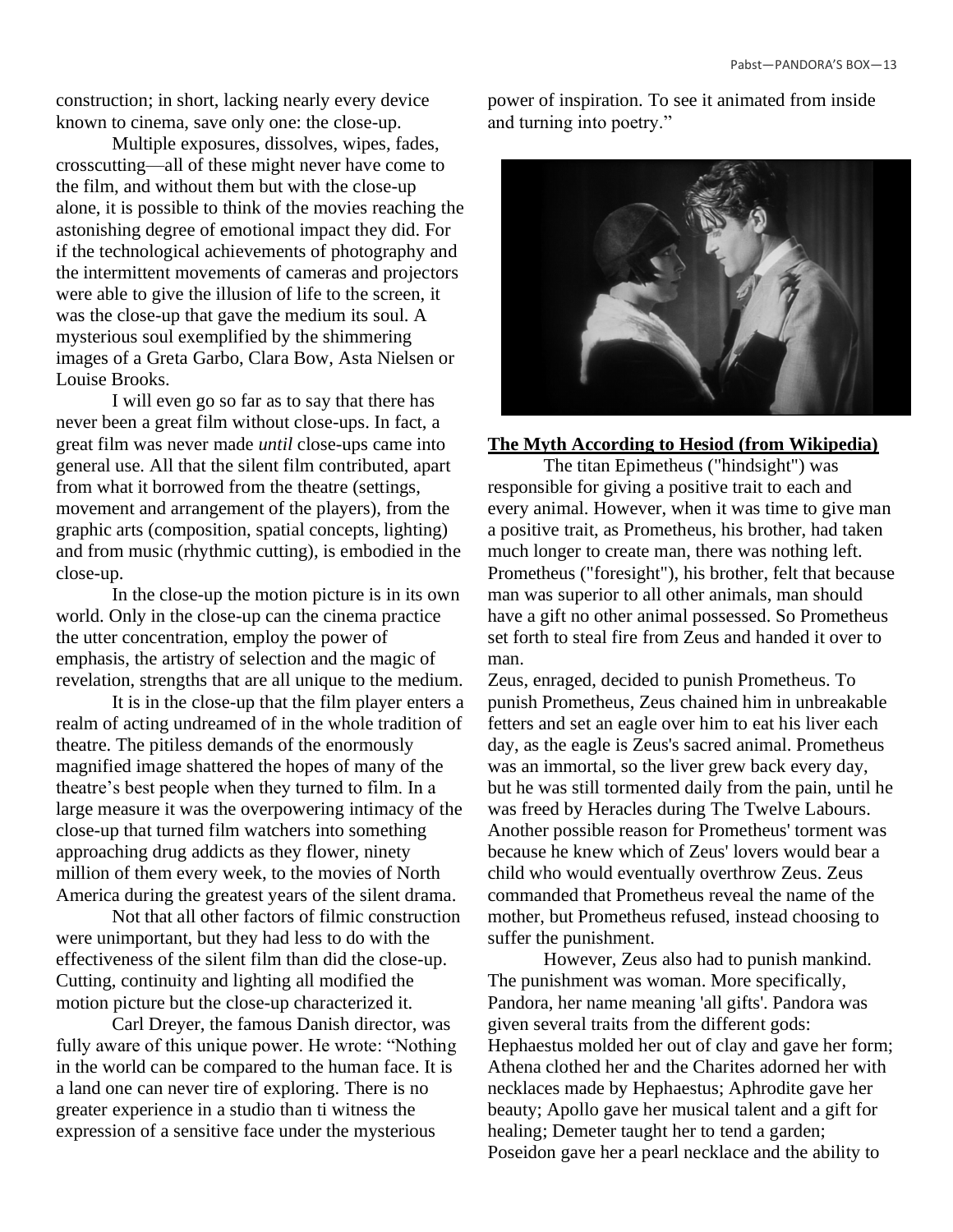construction; in short, lacking nearly every device known to cinema, save only one: the close-up.

Multiple exposures, dissolves, wipes, fades, crosscutting—all of these might never have come to the film, and without them but with the close-up alone, it is possible to think of the movies reaching the astonishing degree of emotional impact they did. For if the technological achievements of photography and the intermittent movements of cameras and projectors were able to give the illusion of life to the screen, it was the close-up that gave the medium its soul. A mysterious soul exemplified by the shimmering images of a Greta Garbo, Clara Bow, Asta Nielsen or Louise Brooks.

I will even go so far as to say that there has never been a great film without close-ups. In fact, a great film was never made *until* close-ups came into general use. All that the silent film contributed, apart from what it borrowed from the theatre (settings, movement and arrangement of the players), from the graphic arts (composition, spatial concepts, lighting) and from music (rhythmic cutting), is embodied in the close-up.

In the close-up the motion picture is in its own world. Only in the close-up can the cinema practice the utter concentration, employ the power of emphasis, the artistry of selection and the magic of revelation, strengths that are all unique to the medium.

It is in the close-up that the film player enters a realm of acting undreamed of in the whole tradition of theatre. The pitiless demands of the enormously magnified image shattered the hopes of many of the theatre's best people when they turned to film. In a large measure it was the overpowering intimacy of the close-up that turned film watchers into something approaching drug addicts as they flower, ninety million of them every week, to the movies of North America during the greatest years of the silent drama.

Not that all other factors of filmic construction were unimportant, but they had less to do with the effectiveness of the silent film than did the close-up. Cutting, continuity and lighting all modified the motion picture but the close-up characterized it.

Carl Dreyer, the famous Danish director, was fully aware of this unique power. He wrote: "Nothing in the world can be compared to the human face. It is a land one can never tire of exploring. There is no greater experience in a studio than ti witness the expression of a sensitive face under the mysterious power of inspiration. To see it animated from inside and turning into poetry."

**The Myth According to Hesiod (from Wikipedia)**

The titan Epimetheus ("hindsight") was responsible for giving a positive trait to each and every animal. However, when it was time to give man a positive trait, as Prometheus, his brother, had taken much longer to create man, there was nothing left. Prometheus ("foresight"), his brother, felt that because man was superior to all other animals, man should have a gift no other animal possessed. So Prometheus set forth to steal fire from Zeus and handed it over to man.

Zeus, enraged, decided to punish Prometheus. To punish Prometheus, Zeus chained him in unbreakable fetters and set an eagle over him to eat his liver each day, as the eagle is Zeus's sacred animal. Prometheus was an immortal, so the liver grew back every day, but he was still tormented daily from the pain, until he was freed by Heracles during The Twelve Labours. Another possible reason for Prometheus' torment was because he knew which of Zeus' lovers would bear a child who would eventually overthrow Zeus. Zeus commanded that Prometheus reveal the name of the mother, but Prometheus refused, instead choosing to suffer the punishment.

However, Zeus also had to punish mankind. The punishment was woman. More specifically, Pandora, her name meaning 'all gifts'. Pandora was given several traits from the different gods: Hephaestus molded her out of clay and gave her form; Athena clothed her and the Charites adorned her with necklaces made by Hephaestus; Aphrodite gave her beauty; Apollo gave her musical talent and a gift for healing; Demeter taught her to tend a garden; Poseidon gave her a pearl necklace and the ability to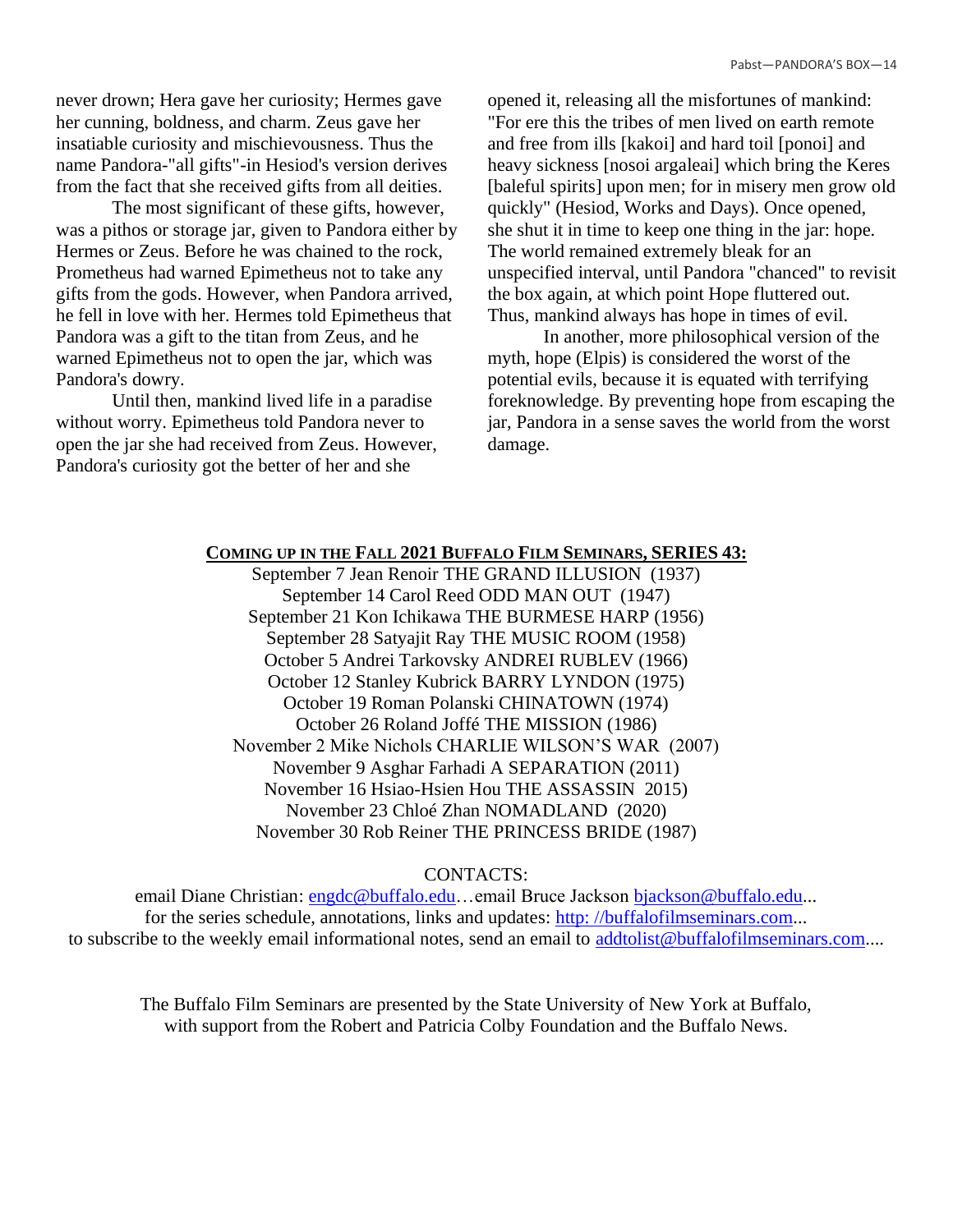never drown; Hera gave her curiosity; Hermes gave her cunning, boldness, and charm. Zeus gave her insatiable curiosity and mischievousness. Thus the name Pandora-"all gifts"-in Hesiod's version derives from the fact that she received gifts from all deities.

The most significant of these gifts, however, was a pithos or storage jar, given to Pandora either by Hermes or Zeus. Before he was chained to the rock, Prometheus had warned Epimetheus not to take any gifts from the gods. However, when Pandora arrived, he fell in love with her. Hermes told Epimetheus that Pandora was a gift to the titan from Zeus, and he warned Epimetheus not to open the jar, which was Pandora's dowry.

Until then, mankind lived life in a paradise without worry. Epimetheus told Pandora never to open the jar she had received from Zeus. However, Pandora's curiosity got the better of her and she opened it, releasing all the misfortunes of mankind: "For ere this the tribes of men lived on earth remote and free from ills [kakoi] and hard toil [ponoi] and heavy sickness [nosoi argaleai] which bring the Keres [baleful spirits] upon men; for in misery men grow old quickly" (Hesiod, Works and Days). Once opened, she shut it in time to keep one thing in the jar: hope. The world remained extremely bleak for an unspecified interval, until Pandora "chanced" to revisit the box again, at which point Hope fluttered out. Thus, mankind always has hope in times of evil.

In another, more philosophical version of the myth, hope (Elpis) is considered the worst of the potential evils, because it is equated with terrifying foreknowledge. By preventing hope from escaping the jar, Pandora in a sense saves the world from the worst damage.

**COMING UP IN THE FALL 2021 BUFFALO FILM SEMINARS, SERIES 43:**

September 7 Jean Renoir THE GRAND ILLUSION (1937)
September 14 Carol Reed ODD MAN OUT (1947)
September 21 Kon Ichikawa THE BURMESE HARP (1956)
September 28 Satyajit Ray THE MUSIC ROOM (1958)
October 5 Andrei Tarkovsky ANDREI RUBLEV (1966)
October 12 Stanley Kubrick BARRY LYNDON (1975)
October 19 Roman Polanski CHINATOWN (1974)
October 26 Roland Joffé THE MISSION (1986)
November 2 Mike Nichols CHARLIE WILSON'S WAR (2007)
November 9 Asghar Farhadi A SEPARATION (2011)
November 16 Hsiao-Hsien Hou THE ASSASSIN 2015)
November 23 Chloé Zhan NOMADLAND (2020)
November 30 Rob Reiner THE PRINCESS BRIDE (1987)

CONTACTS:

email Diane Christian: engdc@buffalo.edu…email Bruce Jackson bjackson@buffalo.edu...
for the series schedule, annotations, links and updates: http: //buffalofilmseminars.com...
to subscribe to the weekly email informational notes, send an email to addtolist@buffalofilmseminars.com....

The Buffalo Film Seminars are presented by the State University of New York at Buffalo, with support from the Robert and Patricia Colby Foundation and the Buffalo News.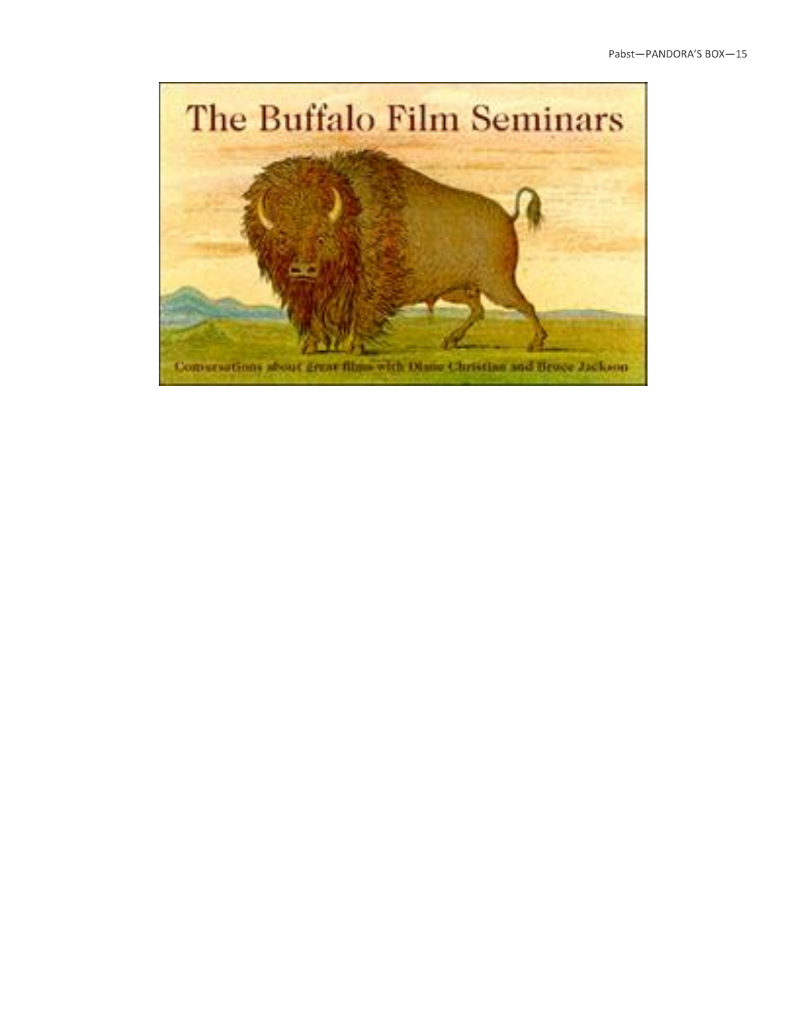# The Buffalo Film Seminars

Conversations about *great* films with Diane Christian and Bruce Jackson